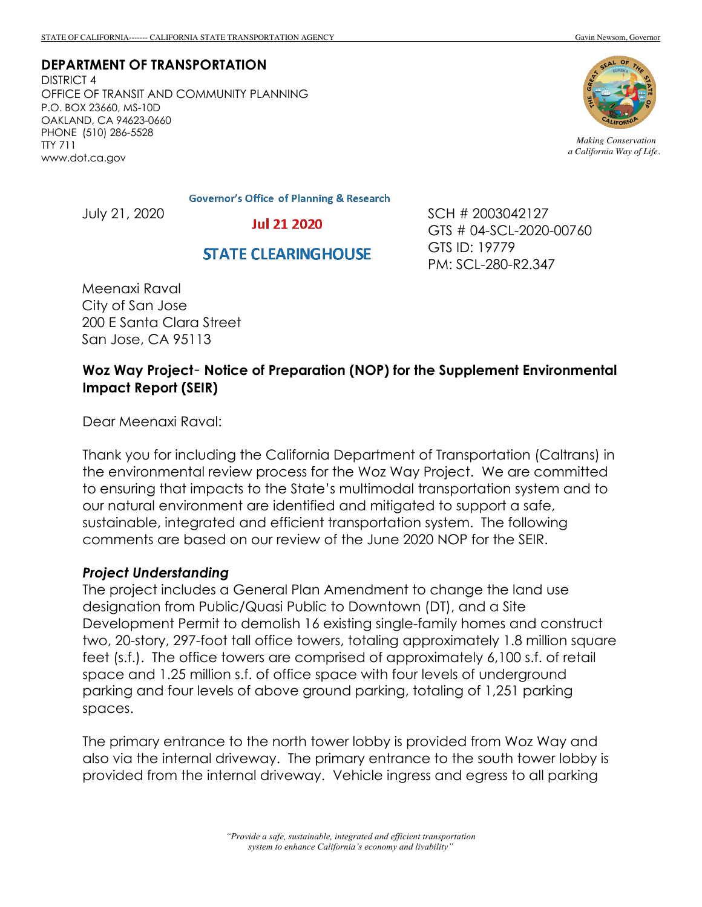STATE OF CALIFORNIA------- CALIFORNIA STATE TRANSPORTATION AGENCY Gavin Newsom, Governor

**DEPARTMENT OF TRANSPORTATION**
DISTRICT 4
OFFICE OF TRANSIT AND COMMUNITY PLANNING
P.O. BOX 23660, MS-10D
OAKLAND, CA 94623-0660
PHONE (510) 286-5528
TTY 711
www.dot.ca.gov

*Making Conservation a California Way of Life.*

Governor's Office of Planning & Research

Jul 21 2020

STATE CLEARINGHOUSE

July 21, 2020

SCH # 2003042127
GTS # 04-SCL-2020-00760
GTS ID: 19779
PM: SCL-280-R2.347

Meenaxi Raval
City of San Jose
200 E Santa Clara Street
San Jose, CA 95113

**Woz Way Project- Notice of Preparation (NOP) for the Supplement Environmental Impact Report (SEIR)**

Dear Meenaxi Raval:

Thank you for including the California Department of Transportation (Caltrans) in the environmental review process for the Woz Way Project. We are committed to ensuring that impacts to the State's multimodal transportation system and to our natural environment are identified and mitigated to support a safe, sustainable, integrated and efficient transportation system. The following comments are based on our review of the June 2020 NOP for the SEIR.

***Project Understanding***

The project includes a General Plan Amendment to change the land use designation from Public/Quasi Public to Downtown (DT), and a Site Development Permit to demolish 16 existing single-family homes and construct two, 20-story, 297-foot tall office towers, totaling approximately 1.8 million square feet (s.f.). The office towers are comprised of approximately 6,100 s.f. of retail space and 1.25 million s.f. of office space with four levels of underground parking and four levels of above ground parking, totaling of 1,251 parking spaces.

The primary entrance to the north tower lobby is provided from Woz Way and also via the internal driveway. The primary entrance to the south tower lobby is provided from the internal driveway. Vehicle ingress and egress to all parking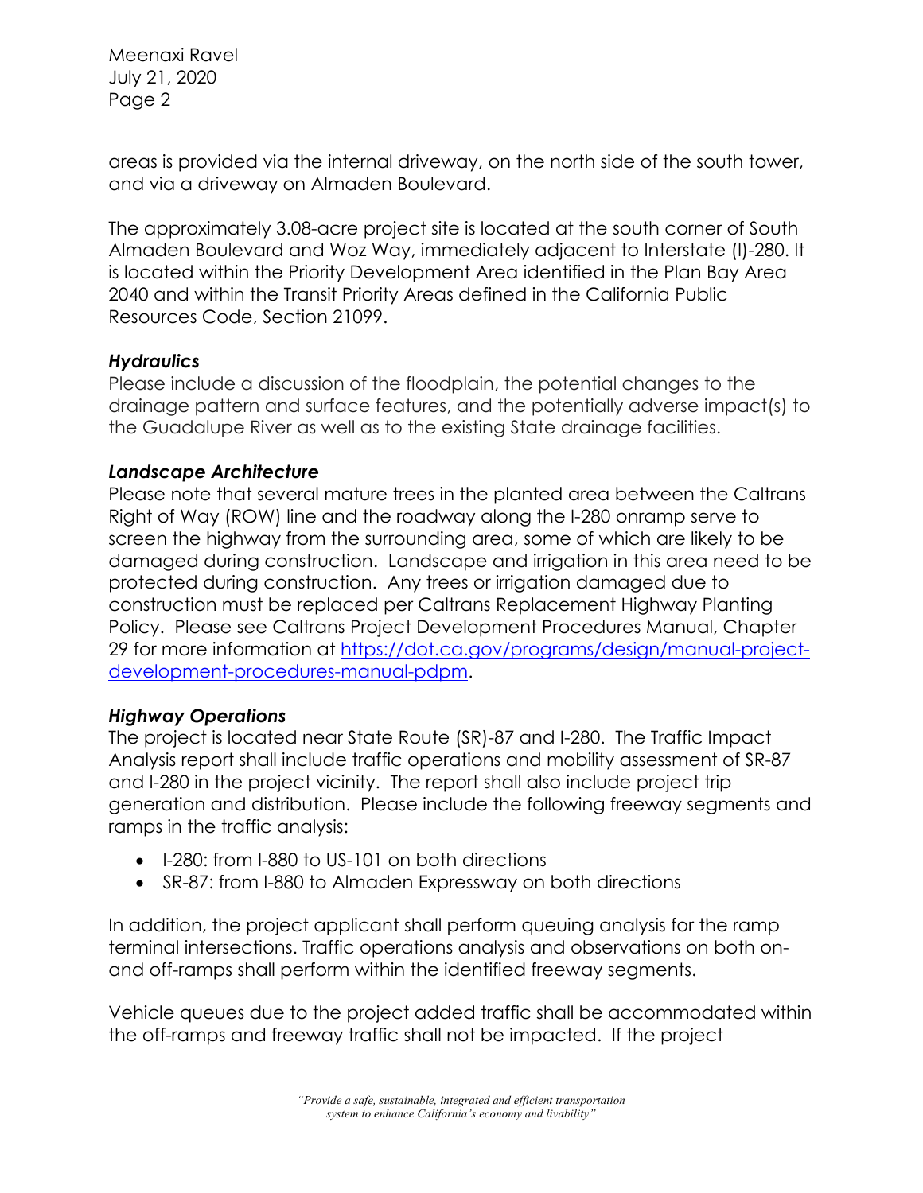areas is provided via the internal driveway, on the north side of the south tower, and via a driveway on Almaden Boulevard.

The approximately 3.08-acre project site is located at the south corner of South Almaden Boulevard and Woz Way, immediately adjacent to Interstate (I)-280. It is located within the Priority Development Area identified in the Plan Bay Area 2040 and within the Transit Priority Areas defined in the California Public Resources Code, Section 21099.

***Hydraulics***

Please include a discussion of the floodplain, the potential changes to the drainage pattern and surface features, and the potentially adverse impact(s) to the Guadalupe River as well as to the existing State drainage facilities.

***Landscape Architecture***

Please note that several mature trees in the planted area between the Caltrans Right of Way (ROW) line and the roadway along the I-280 onramp serve to screen the highway from the surrounding area, some of which are likely to be damaged during construction. Landscape and irrigation in this area need to be protected during construction. Any trees or irrigation damaged due to construction must be replaced per Caltrans Replacement Highway Planting Policy. Please see Caltrans Project Development Procedures Manual, Chapter 29 for more information at [https://dot.ca.gov/programs/design/manual-project-development-procedures-manual-pdpm](https://dot.ca.gov/programs/design/manual-project-development-procedures-manual-pdpm).

***Highway Operations***

The project is located near State Route (SR)-87 and I-280. The Traffic Impact Analysis report shall include traffic operations and mobility assessment of SR-87 and I-280 in the project vicinity. The report shall also include project trip generation and distribution. Please include the following freeway segments and ramps in the traffic analysis:

- I-280: from I-880 to US-101 on both directions
- SR-87: from I-880 to Almaden Expressway on both directions

In addition, the project applicant shall perform queuing analysis for the ramp terminal intersections. Traffic operations analysis and observations on both on- and off-ramps shall perform within the identified freeway segments.

Vehicle queues due to the project added traffic shall be accommodated within the off-ramps and freeway traffic shall not be impacted. If the project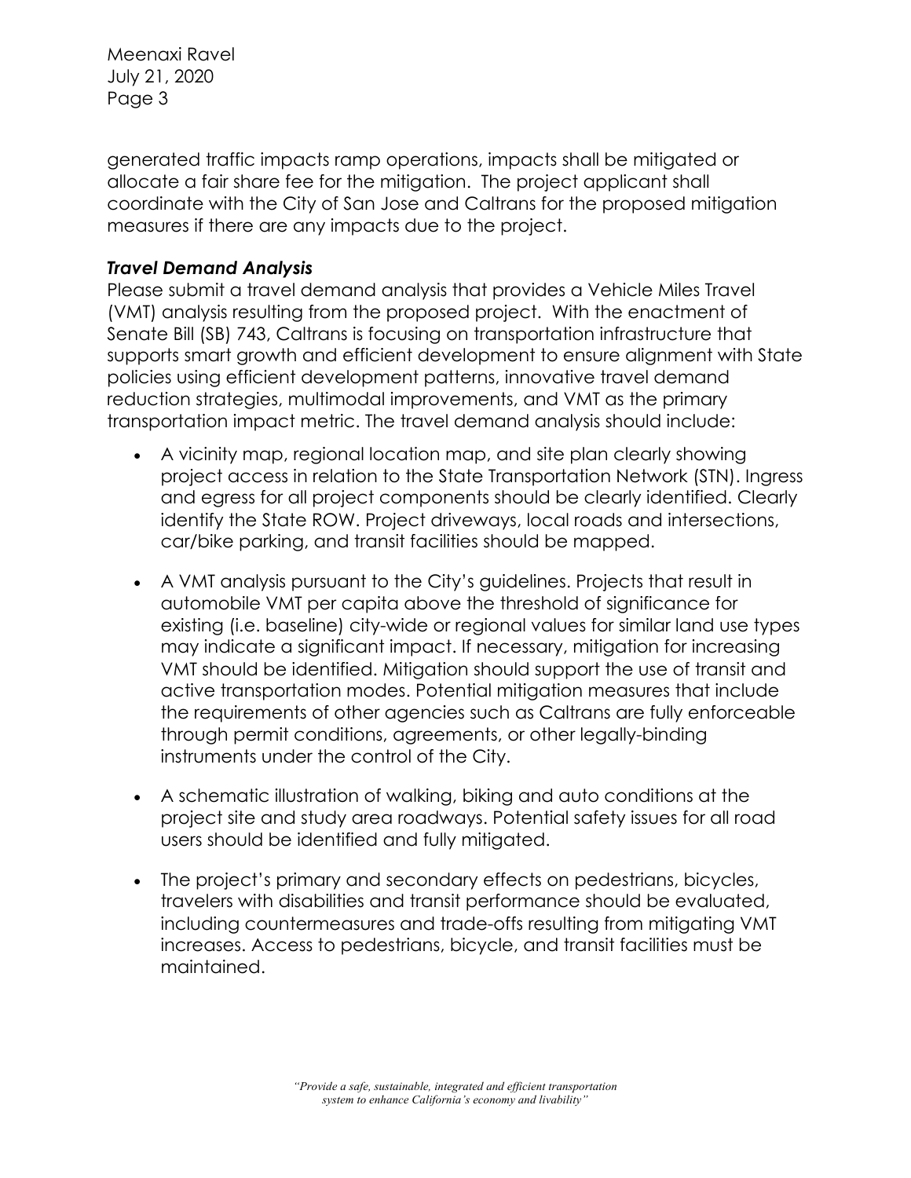generated traffic impacts ramp operations, impacts shall be mitigated or allocate a fair share fee for the mitigation. The project applicant shall coordinate with the City of San Jose and Caltrans for the proposed mitigation measures if there are any impacts due to the project.

***Travel Demand Analysis***

Please submit a travel demand analysis that provides a Vehicle Miles Travel (VMT) analysis resulting from the proposed project. With the enactment of Senate Bill (SB) 743, Caltrans is focusing on transportation infrastructure that supports smart growth and efficient development to ensure alignment with State policies using efficient development patterns, innovative travel demand reduction strategies, multimodal improvements, and VMT as the primary transportation impact metric. The travel demand analysis should include:

- A vicinity map, regional location map, and site plan clearly showing project access in relation to the State Transportation Network (STN). Ingress and egress for all project components should be clearly identified. Clearly identify the State ROW. Project driveways, local roads and intersections, car/bike parking, and transit facilities should be mapped.

- A VMT analysis pursuant to the City's guidelines. Projects that result in automobile VMT per capita above the threshold of significance for existing (i.e. baseline) city-wide or regional values for similar land use types may indicate a significant impact. If necessary, mitigation for increasing VMT should be identified. Mitigation should support the use of transit and active transportation modes. Potential mitigation measures that include the requirements of other agencies such as Caltrans are fully enforceable through permit conditions, agreements, or other legally-binding instruments under the control of the City.

- A schematic illustration of walking, biking and auto conditions at the project site and study area roadways. Potential safety issues for all road users should be identified and fully mitigated.

- The project's primary and secondary effects on pedestrians, bicycles, travelers with disabilities and transit performance should be evaluated, including countermeasures and trade-offs resulting from mitigating VMT increases. Access to pedestrians, bicycle, and transit facilities must be maintained.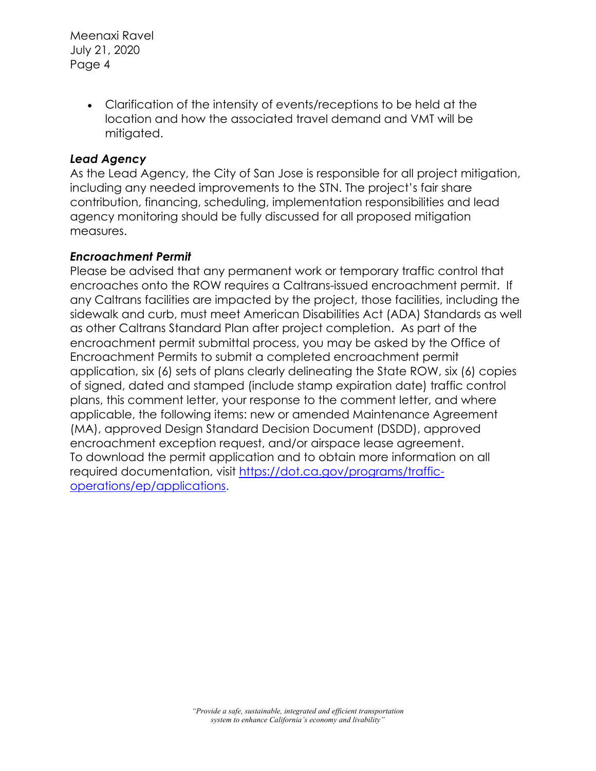- Clarification of the intensity of events/receptions to be held at the location and how the associated travel demand and VMT will be mitigated.

***Lead Agency***

As the Lead Agency, the City of San Jose is responsible for all project mitigation, including any needed improvements to the STN. The project's fair share contribution, financing, scheduling, implementation responsibilities and lead agency monitoring should be fully discussed for all proposed mitigation measures.

***Encroachment Permit***

Please be advised that any permanent work or temporary traffic control that encroaches onto the ROW requires a Caltrans-issued encroachment permit. If any Caltrans facilities are impacted by the project, those facilities, including the sidewalk and curb, must meet American Disabilities Act (ADA) Standards as well as other Caltrans Standard Plan after project completion. As part of the encroachment permit submittal process, you may be asked by the Office of Encroachment Permits to submit a completed encroachment permit application, six (6) sets of plans clearly delineating the State ROW, six (6) copies of signed, dated and stamped (include stamp expiration date) traffic control plans, this comment letter, your response to the comment letter, and where applicable, the following items: new or amended Maintenance Agreement (MA), approved Design Standard Decision Document (DSDD), approved encroachment exception request, and/or airspace lease agreement. To download the permit application and to obtain more information on all required documentation, visit [https://dot.ca.gov/programs/traffic-operations/ep/applications](https://dot.ca.gov/programs/traffic-operations/ep/applications).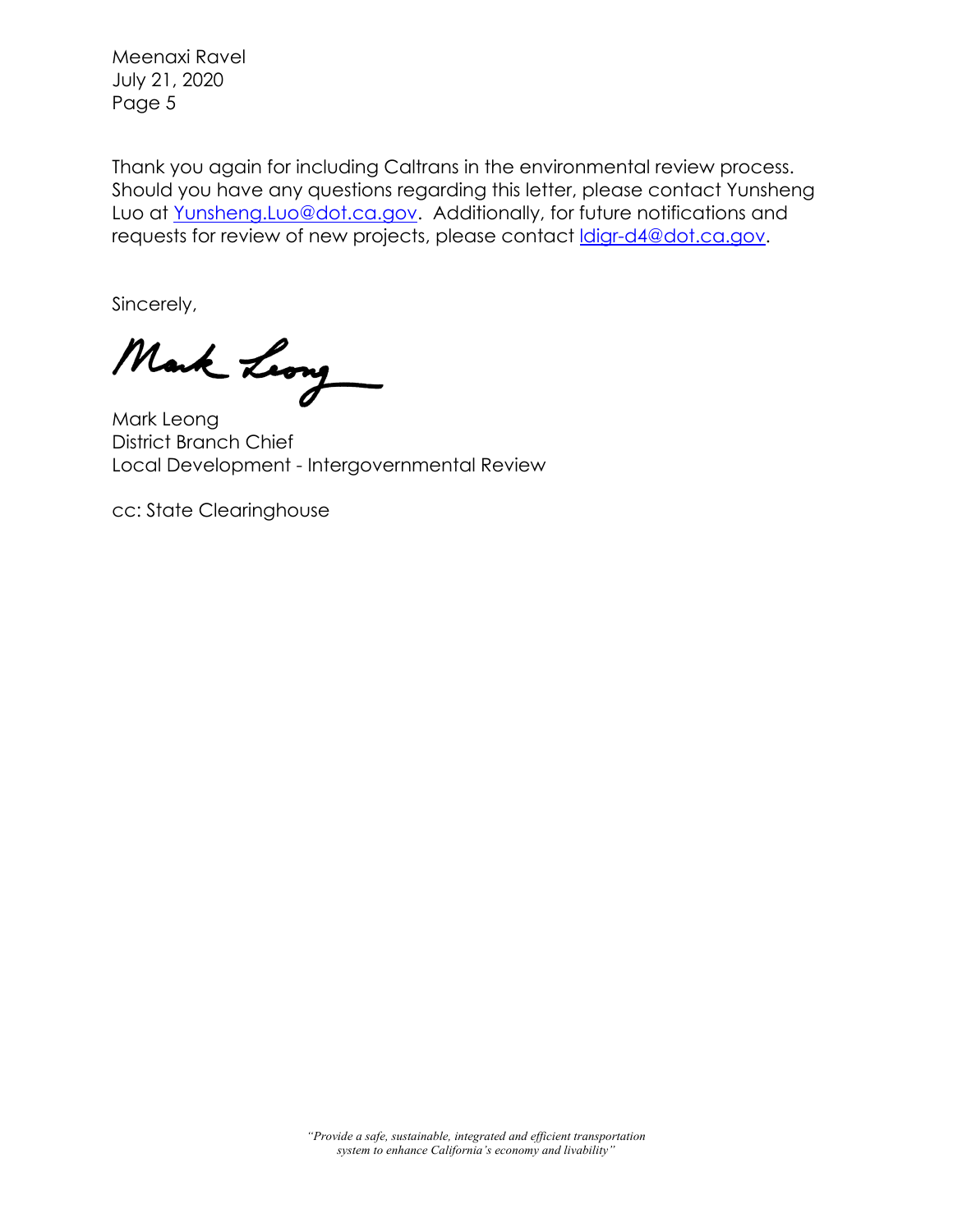Thank you again for including Caltrans in the environmental review process. Should you have any questions regarding this letter, please contact Yunsheng Luo at Yunsheng.Luo@dot.ca.gov. Additionally, for future notifications and requests for review of new projects, please contact ldigr-d4@dot.ca.gov.

Sincerely,

Mark Leong
District Branch Chief
Local Development - Intergovernmental Review

cc: State Clearinghouse